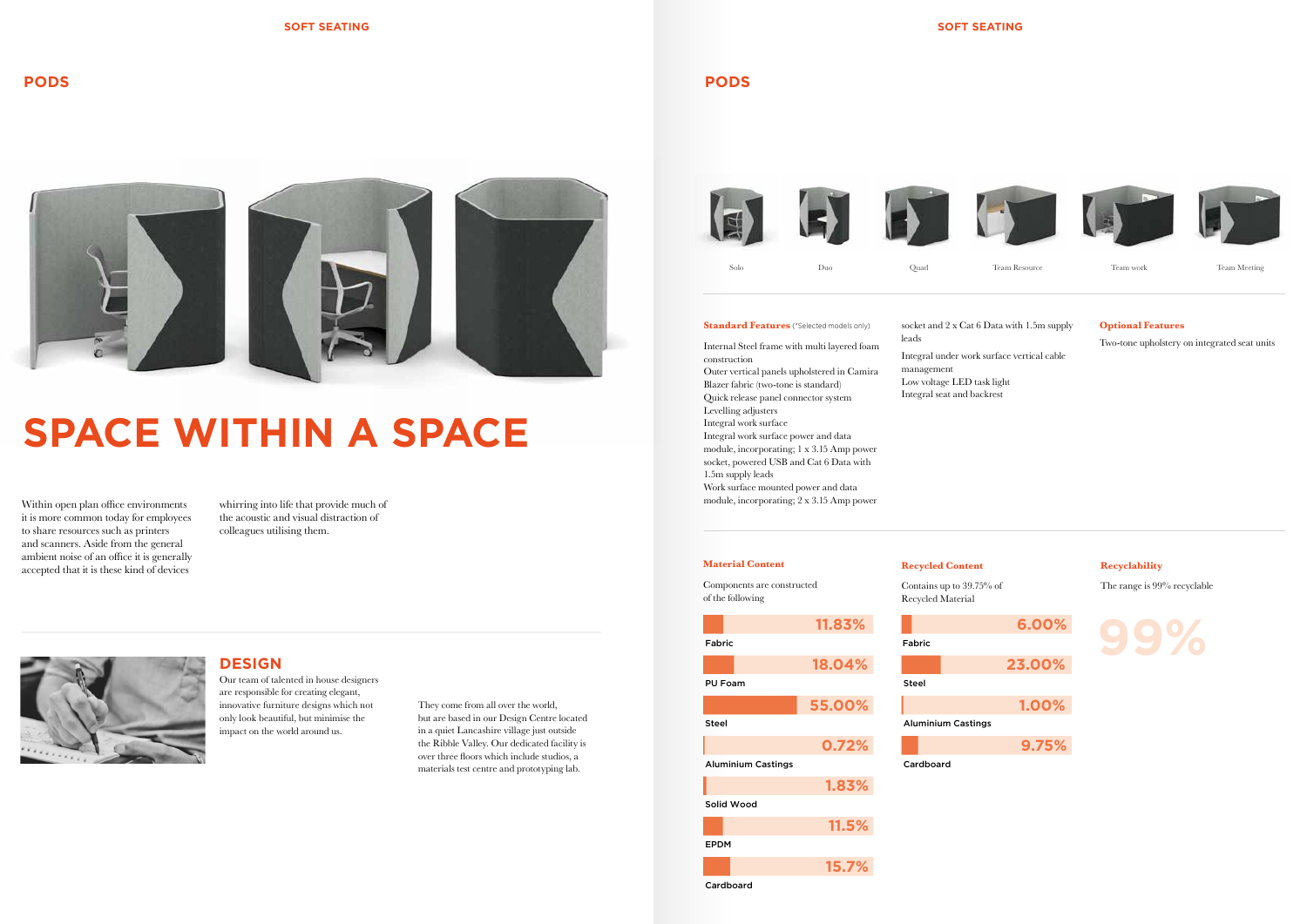# PODS

# SPACE WITHIN A SPACE

Within open plan office environments it is more common today for employees to share resources such as printers and scanners. Aside from the general ambient noise of an office it is generally accepted that it is these kind of devices whirring into life that provide much of the acoustic and visual distraction of colleagues utilising them.

## DESIGN

Our team of talented in house designers are responsible for creating elegant, innovative furniture designs which not only look beautiful, but minimise the impact on the world around us.

They come from all over the world, but are based in our Design Centre located in a quiet Lancashire village just outside the Ribble Valley. Our dedicated facility is over three floors which include studios, a materials test centre and prototyping lab.

# PODS

Solo | Duo | Quad | Team Resource | Team work | Team Meeting

**Standard Features** (*Selected models only)

Internal Steel frame with multi layered foam construction
Outer vertical panels upholstered in Camira Blazer fabric (two-tone is standard)
Quick release panel connector system
Levelling adjusters
Integral work surface
Integral work surface power and data module, incorporating; 1 x 3.15 Amp power socket, powered USB and Cat 6 Data with 1.5m supply leads
Work surface mounted power and data module, incorporating; 2 x 3.15 Amp power socket and 2 x Cat 6 Data with 1.5m supply leads
Integral under work surface vertical cable management
Low voltage LED task light
Integral seat and backrest

**Optional Features**

Two-tone upholstery on integrated seat units

**Material Content**

Components are constructed of the following

| Material | % |
|---|---|
| Fabric | 11.83% |
| PU Foam | 18.04% |
| Steel | 55.00% |
| Aluminium Castings | 0.72% |
| Solid Wood | 1.83% |
| EPDM | 11.5% |
| Cardboard | 15.7% |

**Recycled Content**

Contains up to 39.75% of Recycled Material

| Material | % |
|---|---|
| Fabric | 6.00% |
| Steel | 23.00% |
| Aluminium Castings | 1.00% |
| Cardboard | 9.75% |

**Recyclability**

The range is 99% recyclable

99%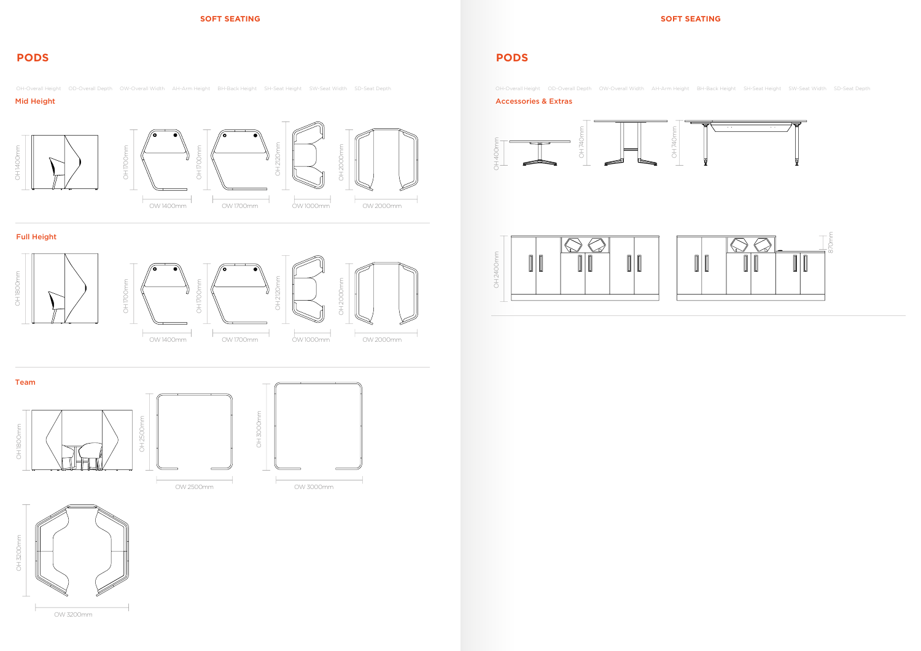# PODS

OH-Overall Height OD-Overall Depth OW-Overall Width AH-Arm Height BH-Back Height SH-Seat Height SW-Seat Width SD-Seat Depth

## Mid Height

OH 1400mm

OH 1700mm — OW 1400mm

OH 1700mm — OW 1700mm

OH 2120mm — OW 1000mm

OH 2000mm — OW 2000mm

## Full Height

OH 1800mm

OH 1700mm — OW 1400mm

OH 1700mm — OW 1700mm

OH 2120mm — OW 1000mm

OH 2000mm — OW 2000mm

## Team

OH 1800mm

OH 2500mm — OW 2500mm

OH 3000mm — OW 3000mm

OH 3200mm — OW 3200mm

# PODS

OH-Overall Height OD-Overall Depth OW-Overall Width AH-Arm Height BH-Back Height SH-Seat Height SW-Seat Width SD-Seat Depth

## Accessories & Extras

OH 400mm

OH 740mm

OH 740mm

OH 2400mm

870mm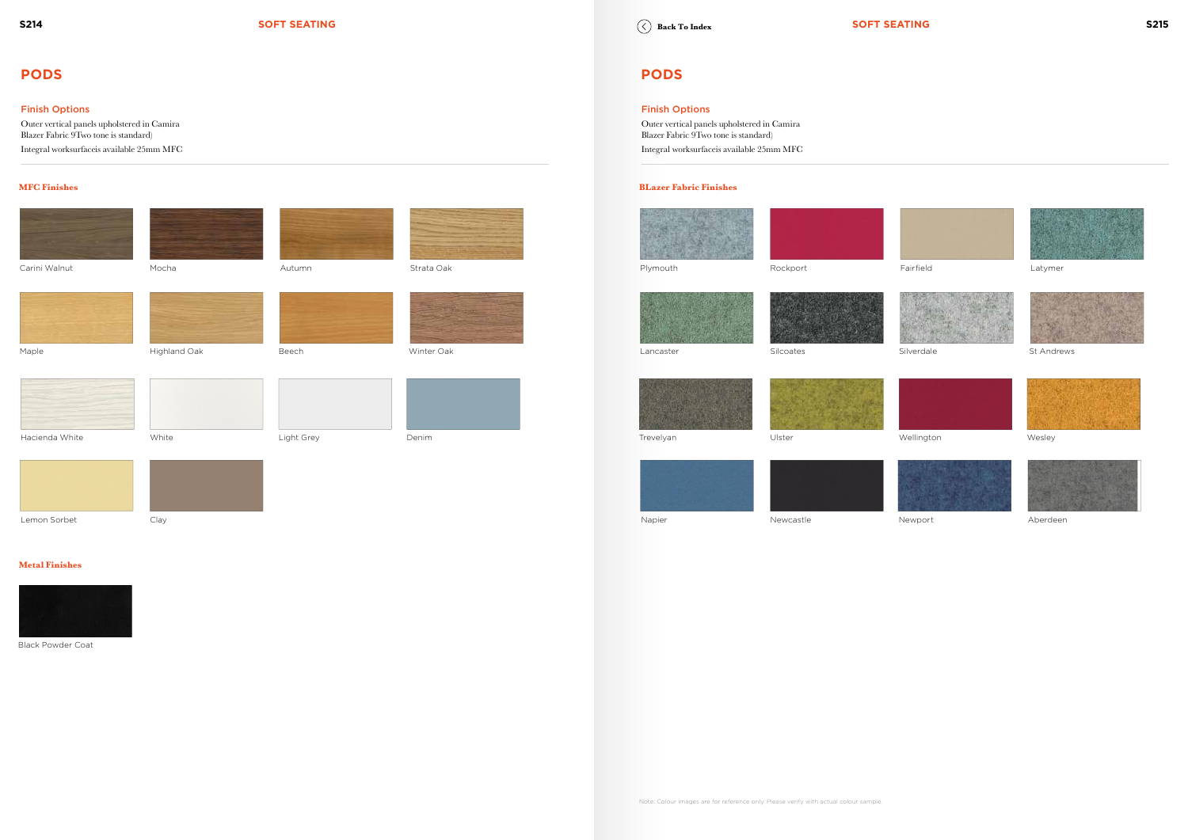# PODS

## Finish Options

Outer vertical panels upholstered in Camira Blazer Fabric 9Two tone is standard)

Integral worksurfaceis available 25mm MFC

### MFC Finishes

Carini Walnut

Mocha

Autumn

Strata Oak

Maple

Highland Oak

Beech

Winter Oak

Hacienda White

White

Light Grey

Denim

Lemon Sorbet

Clay

### Metal Finishes

Black Powder Coat

# PODS

## Finish Options

Outer vertical panels upholstered in Camira Blazer Fabric 9Two tone is standard)

Integral worksurfaceis available 25mm MFC

### BLazer Fabric Finishes

Plymouth

Rockport

Fairfield

Latymer

Lancaster

Silcoates

Silverdale

St Andrews

Trevelyan

Ulster

Wellington

Wesley

Napier

Newcastle

Newport

Aberdeen

Note: Colour images are for reference only. Please verify with actual colour sample.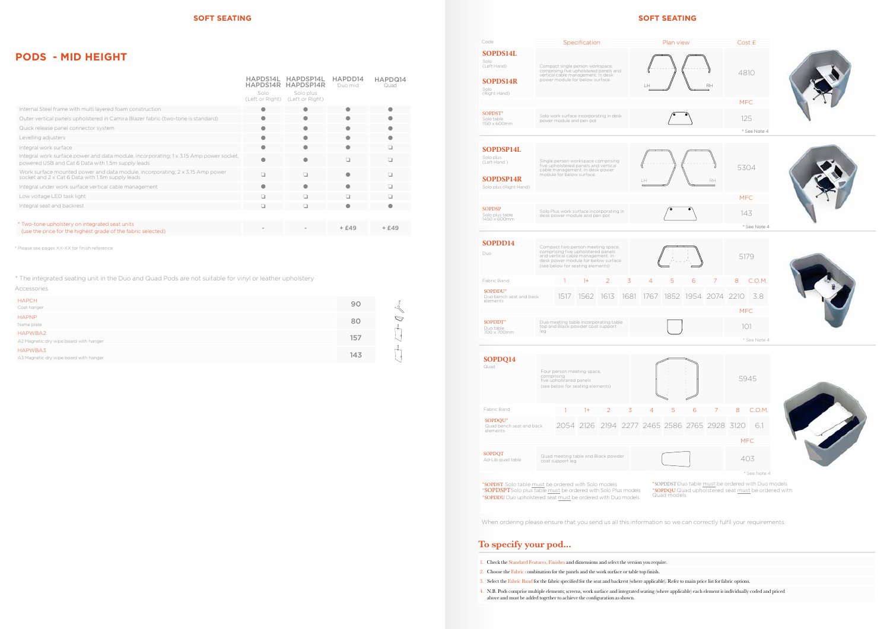# PODS - MID HEIGHT

| | HAPDS14L HAPDS14R Solo (Left or Right) | HAPDSP14L HAPDSP14R Solo plus (Left or Right) | HAPDD14 Duo mid | HAPDQ14 Quad |
|---|---|---|---|---|
| Internal Steel frame with multi layered foam construction | ● | ● | ● | ● |
| Outer vertical panels upholstered in Camira Blazer fabric (two-tone is standard) | ● | ● | ● | ● |
| Quick release panel connector system | ● | ● | ● | ● |
| Levelling adjusters | ● | ● | ● | ● |
| Integral work surface | ● | ● | ● | ❑ |
| Integral work surface power and data module, incorporating; 1 x 3.15 Amp power socket, powered USB and Cat 6 Data with 1.5m supply leads | ● | ● | ❑ | ❑ |
| Work surface mounted power and data module, incorporating; 2 x 3.15 Amp power socket and 2 x Cat 6 Data with 1.5m supply leads | ❑ | ❑ | ● | ❑ |
| Integral under work surface vertical cable management | ● | ● | ● | ❑ |
| Low voltage LED task light | ❑ | ❑ | ❑ | ❑ |
| Integral seat and backrest | ❑ | ❑ | ● | ● |
| * Two-tone upholstery on integrated seat units (use the price for the highest grade of the fabric selected) | - | - | + £49 | + £49 |

* Please see pages XX-XX for finish reference

* The integrated seating unit in the Duo and Quad Pods are not suitable for vinyl or leather upholstery

Accessories

| Code | Description | Price |
|---|---|---|
| HAPCH | Coat hanger | 90 |
| HAPNP | Name plate | 80 |
| HAPWBA2 | A2 Magnetic dry wipe board with hanger | 157 |
| HAPWBA3 | A3 Magnetic dry wipe board with hanger | 143 |

| Code | Specification | Plan view | Cost £ |
|---|---|---|---|
| **SOPDS14L** Solo (Left Hand) / **SOPDS14R** Solo (Right Hand) | Compact single person workspace, comprising five upholstered panels and vertical cable management. In desk power module for below surface | LH / RH | 4810 |
| | | | MFC |
| SOPDST* Solo table 1150 x 600mm | Solo work surface incorporating in desk power module and pen pot | | 125 |
| | | | * See Note 4 |
| **SOPDSP14L** Solo plus (Left Hand) / **SOPDSP14R** Solo plus (Right Hand) | Single person workspace comprising five upholstered panels and vertical cable management. In desk power module for below surface | LH / RH | 5304 |
| | | | MFC |
| SOPDSP Solo plus table 1450 x 600mm | Solo Plus work surface incorporating in desk power module and pen pot | | 143 |
| | | | * See Note 4 |
| **SOPDD14** Duo | Compact two person meeting space, comprising five upholstered panels and vertical cable management. In desk power module for below surface (see below for seating elements) | | 5179 |

| Fabric Band | 1 | 1+ | 2 | 3 | 4 | 5 | 6 | 7 | 8 | C.O.M. |
|---|---|---|---|---|---|---|---|---|---|---|
| SOPDDU* Duo bench seat and back elements | 1517 | 1562 | 1613 | 1681 | 1767 | 1852 | 1954 | 2074 | 2210 | 3.8 |

| Code | Specification | Plan view | Cost £ |
|---|---|---|---|
| | | | MFC |
| SOPDDT* Duo table 700 x 700mm | Duo meeting table incorporating table top and Black powder coat support leg | | 101 |
| | | | * See Note 4 |
| **SOPDQ14** Quad | Four person meeting space, comprising five upholstered panels (see below for seating elements) | | 5945 |

| Fabric Band | 1 | 1+ | 2 | 3 | 4 | 5 | 6 | 7 | 8 | C.O.M. |
|---|---|---|---|---|---|---|---|---|---|---|
| SOPDQU* Quad bench seat and back elements | 2054 | 2126 | 2194 | 2277 | 2465 | 2586 | 2765 | 2928 | 3120 | 6.1 |

| Code | Specification | Plan view | Cost £ |
|---|---|---|---|
| | | | MFC |
| SOPDQT Ad-Lib quad table | Quad meeting table and Black powder coat support leg | | 403 |
| | | | * See Note 4 |

*SOPDST Solo table must be ordered with Solo models
*SOPDSPT Solo plus table must be ordered with Solo Plus models
*SOPDDU Duo upholstered seat must be ordered with Duo models
*SOPDDST Duo table must be ordered with Duo models
*SOPDQU Quad upholstered seat must be ordered with Quad models

When ordering please ensure that you send us all this information so we can correctly fulfil your requirements.

## To specify your pod...

1. Check the Standard Features, Finishes and dimensions and select the version you require.
2. Choose the Fabric combination for the panels and the work surface or table top finish.
3. Select the Fabric Band for the fabric specified for the seat and backrest (where applicable). Refer to main price list for fabric options.
4. N.B. Pods comprise multiple elements; screens, work surface and integrated seating (where applicable) each element is individually coded and priced above and must be added together to achieve the configuration as shown.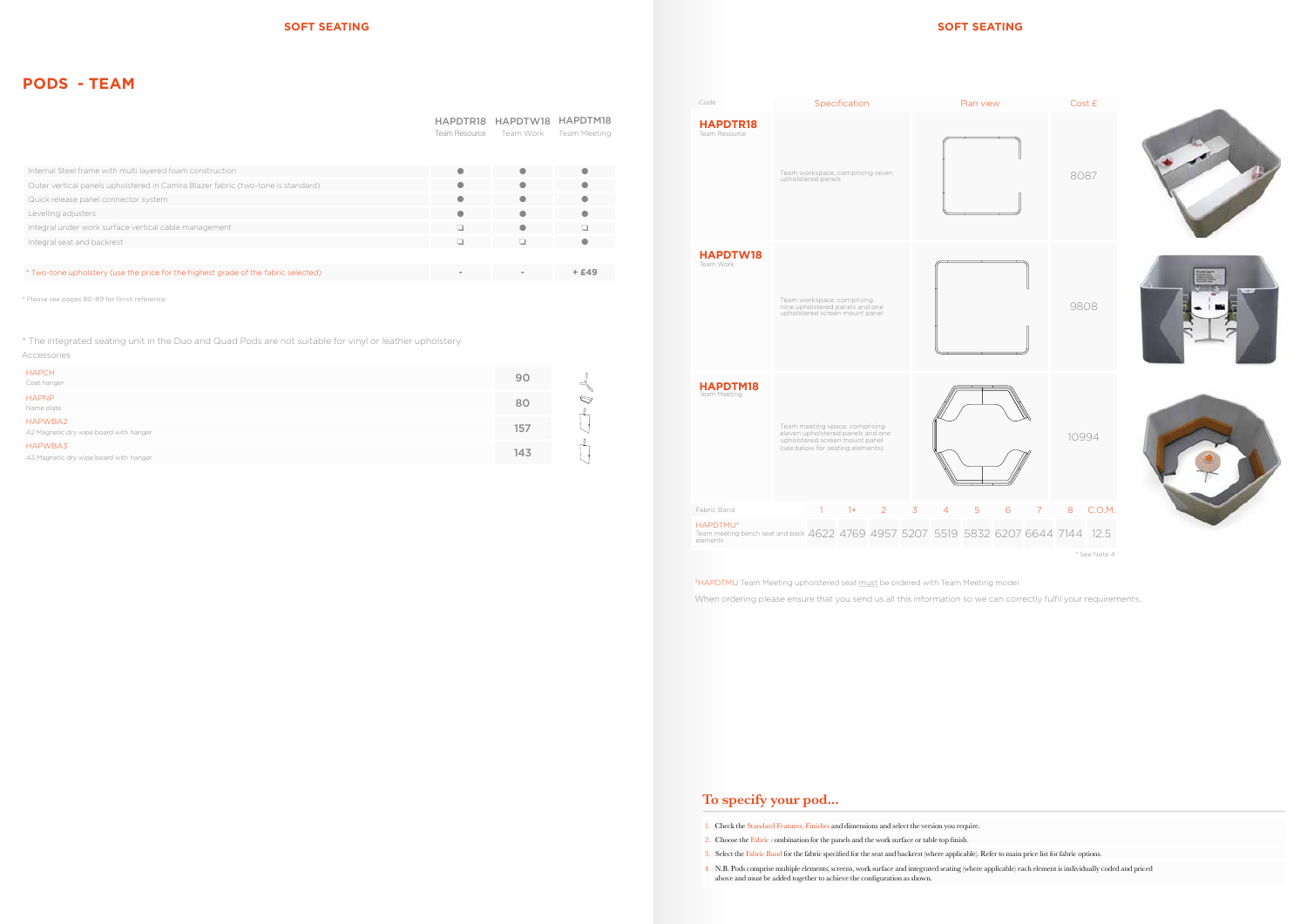# PODS - TEAM

| | HAPDTR18 Team Resource | HAPDTW18 Team Work | HAPDTM18 Team Meeting |
|---|---|---|---|
| Internal Steel frame with multi layered foam construction | ● | ● | ● |
| Outer vertical panels upholstered in Camira Blazer fabric (two-tone is standard) | ● | ● | ● |
| Quick release panel connector system | ● | ● | ● |
| Levelling adjusters | ● | ● | ● |
| Integral under work surface vertical cable management | ❑ | ● | ❑ |
| Integral seat and backrest | ❑ | ❑ | ● |
| * Two-tone upholstery (use the price for the highest grade of the fabric selected) | - | - | + £49 |

* Please see pages 80-89 for finish reference

* The integrated seating unit in the Duo and Quad Pods are not suitable for vinyl or leather upholstery

Accessories

| Code | Cost |
|---|---|
| HAPCH<br>Coat hanger | 90 |
| HAPNP<br>Name plate | 80 |
| HAPWBA2<br>A2 Magnetic dry wipe board with hanger | 157 |
| HAPWBA3<br>A3 Magnetic dry wipe board with hanger | 143 |

# SOFT SEATING

| Code | Specification | Cost £ |
|---|---|---|
| **HAPDTR18**<br>Team Resource | Team workspace, comprising seven upholstered panels | 8087 |
| **HAPDTW18**<br>Team Work | Team workspace, comprising nine upholstered panels and one upholstered screen mount panel | 9808 |
| **HAPDTM18**<br>Team Meeting | Team meeting space, comprising eleven upholstered panels and one upholstered screen mount panel (see below for seating elements) | 10994 |

| Fabric Band | 1 | 1+ | 2 | 3 | 4 | 5 | 6 | 7 | 8 | C.O.M. |
|---|---|---|---|---|---|---|---|---|---|---|
| HAPDTMU*<br>Team meeting bench seat and back elements | 4622 | 4769 | 4957 | 5207 | 5519 | 5832 | 6207 | 6644 | 7144 | 12.5 |

* See Note 4

*HAPDTMU Team Meeting upholstered seat must be ordered with Team Meeting model

When ordering please ensure that you send us all this information so we can correctly fulfil your requirements.

## To specify your pod...

1. Check the Standard Features, Finishes and dimensions and select the version you require.
2. Choose the Fabric combination for the panels and the work surface or table top finish.
3. Select the Fabric Band for the fabric specified for the seat and backrest (where applicable). Refer to main price list for fabric options.
4. N.B. Pods comprise multiple elements; screens, work surface and integrated seating (where applicable) each element is individually coded and priced above and must be added together to achieve the configuration as shown.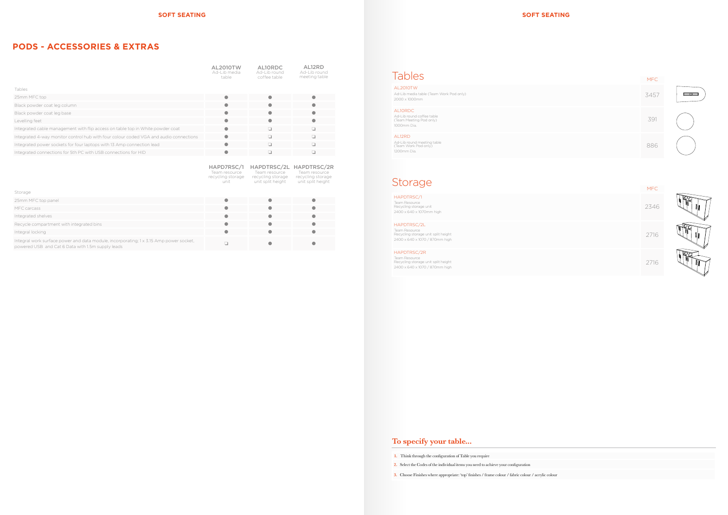## PODS - ACCESSORIES & EXTRAS

| Tables | AL2010TW Ad-Lib media table | AL10RDC Ad-Lib round coffee table | AL12RD Ad-Lib round meeting table |
|---|---|---|---|
| 25mm MFC top | ● | ● | ● |
| Black powder coat leg column | ● | ● | ● |
| Black powder coat leg base | ● | ● | ● |
| Levelling feet | ● | ● | ● |
| Integrated cable management with flip access on table top in White powder coat | ● | ❑ | ❑ |
| Integrated 4-way monitor control hub with four colour coded VGA and audio connections | ● | ❑ | ❑ |
| Integrated power sockets for four laptops with 13 Amp connection lead | ● | ❑ | ❑ |
| Integrated connections for 5th PC with USB connections for HID | ● | ❑ | ❑ |

| Storage | HAPD7RSC/1 Team resource recycling storage unit | HAPDTRSC/2L Team resource recycling storage unit split height | HAPDTRSC/2R Team resource recycling storage unit split height |
|---|---|---|---|
| 25mm MFC top panel | ● | ● | ● |
| MFC carcass | ● | ● | ● |
| Integrated shelves | ● | ● | ● |
| Recycle compartment with integrated bins | ● | ● | ● |
| Integral locking | ● | ● | ● |
| Integral work surface power and data module, incorporating; 1 x 3.15 Amp power socket, powered USB and Cat 6 Data with 1.5m supply leads | ❑ | ● | ● |

## Tables

| | MFC |
|---|---|
| AL2010TW<br>Ad-Lib media table (Team Work Pod only)<br>2000 x 1000mm | 3457 |
| AL10RDC<br>Ad-Lib round coffee table (Team Meeting Pod only)<br>1000mm Dia. | 391 |
| AL12RD<br>Ad-Lib round meeting table (Team Work Pod only)<br>1200mm Dia. | 886 |

## Storage

| | MFC |
|---|---|
| HAPDTRSC/1<br>Team Resource Recycling storage unit<br>2400 x 640 x 1070mm high | 2346 |
| HAPDTRSC/2L<br>Team Resource Recycling storage unit split height<br>2400 x 640 x 1070 / 870mm high | 2716 |
| HAPDTRSC/2R<br>Team Resource Recycling storage unit split height<br>2400 x 640 x 1070 / 870mm high | 2716 |

### To specify your table...

1. Think through the configuration of Table you require
2. Select the Codes of the individual items you need to achieve your configuration
3. Choose Finishes where appropriate: 'top' finishes / frame colour / fabric colour / acrylic colour